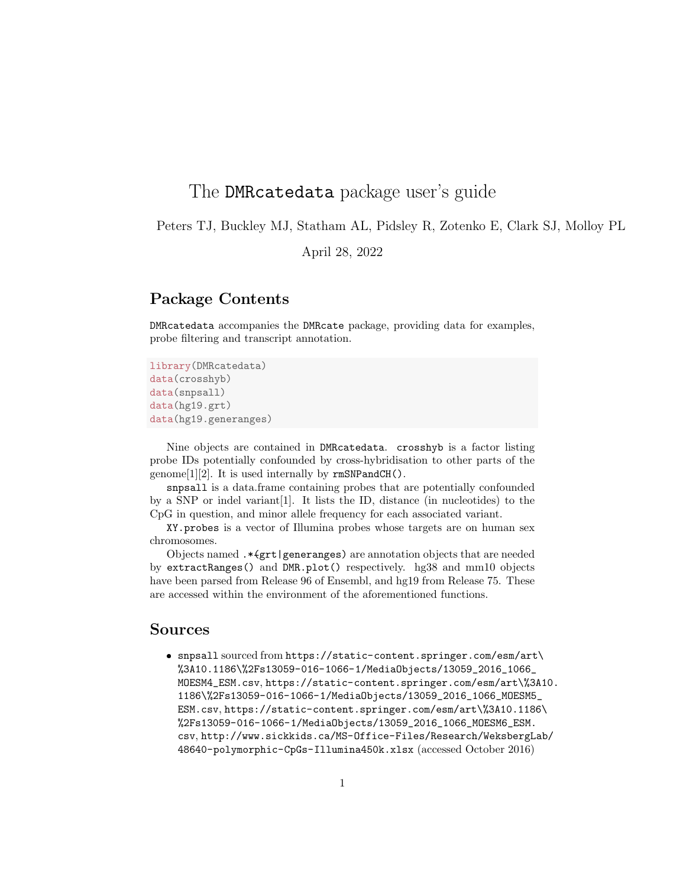# The DMRcatedata package user's guide

Peters TJ, Buckley MJ, Statham AL, Pidsley R, Zotenko E, Clark SJ, Molloy PL

April 28, 2022

## Package Contents

DMRcatedata accompanies the DMRcate package, providing data for examples, probe filtering and transcript annotation.

```
library(DMRcatedata)
data(crosshyb)
data(snpsall)
data(hg19.grt)
data(hg19.generanges)
```

Nine objects are contained in DMRcatedata. crosshyb is a factor listing probe IDs potentially confounded by cross-hybridisation to other parts of the genome[1][2]. It is used internally by rmSNPandCH().

snpsall is a data.frame containing probes that are potentially confounded by a SNP or indel variant[1]. It lists the ID, distance (in nucleotides) to the CpG in question, and minor allele frequency for each associated variant.

XY.probes is a vector of Illumina probes whose targets are on human sex chromosomes.

Objects named .*(grt|generanges) are annotation objects that are needed by extractRanges() and DMR.plot() respectively. hg38 and mm10 objects have been parsed from Release 96 of Ensembl, and hg19 from Release 75. These are accessed within the environment of the aforementioned functions.

## Sources

- snpsall sourced from https://static-content.springer.com/esm/art\%3A10.1186\%2Fs13059-016-1066-1/MediaObjects/13059_2016_1066_MOESM4_ESM.csv, https://static-content.springer.com/esm/art\%3A10.1186\%2Fs13059-016-1066-1/MediaObjects/13059_2016_1066_MOESM5_ESM.csv, https://static-content.springer.com/esm/art\%3A10.1186\%2Fs13059-016-1066-1/MediaObjects/13059_2016_1066_MOESM6_ESM.csv, http://www.sickkids.ca/MS-Office-Files/Research/WeksbergLab/48640-polymorphic-CpGs-Illumina450k.xlsx (accessed October 2016)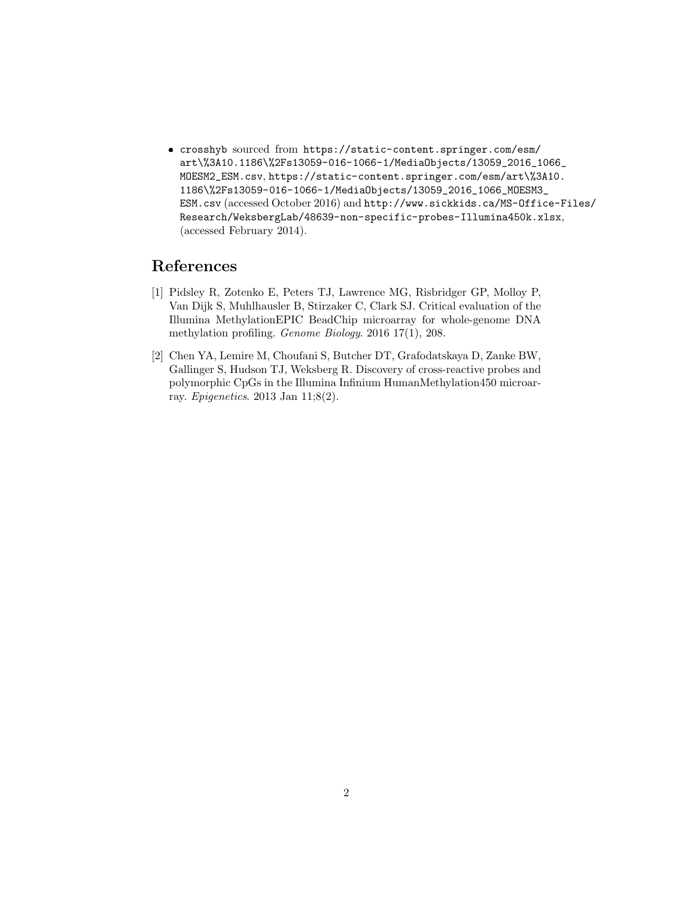- `crosshyb` sourced from `https://static-content.springer.com/esm/art\%3A10.1186\%2Fs13059-016-1066-1/MediaObjects/13059_2016_1066_MOESM2_ESM.csv`, `https://static-content.springer.com/esm/art\%3A10.1186\%2Fs13059-016-1066-1/MediaObjects/13059_2016_1066_MOESM3_ESM.csv` (accessed October 2016) and `http://www.sickkids.ca/MS-Office-Files/Research/WeksbergLab/48639-non-specific-probes-Illumina450k.xlsx`, (accessed February 2014).

## References

[1] Pidsley R, Zotenko E, Peters TJ, Lawrence MG, Risbridger GP, Molloy P, Van Dijk S, Muhlhausler B, Stirzaker C, Clark SJ. Critical evaluation of the Illumina MethylationEPIC BeadChip microarray for whole-genome DNA methylation profiling. *Genome Biology*. 2016 17(1), 208.

[2] Chen YA, Lemire M, Choufani S, Butcher DT, Grafodatskaya D, Zanke BW, Gallinger S, Hudson TJ, Weksberg R. Discovery of cross-reactive probes and polymorphic CpGs in the Illumina Infinium HumanMethylation450 microarray. *Epigenetics*. 2013 Jan 11;8(2).